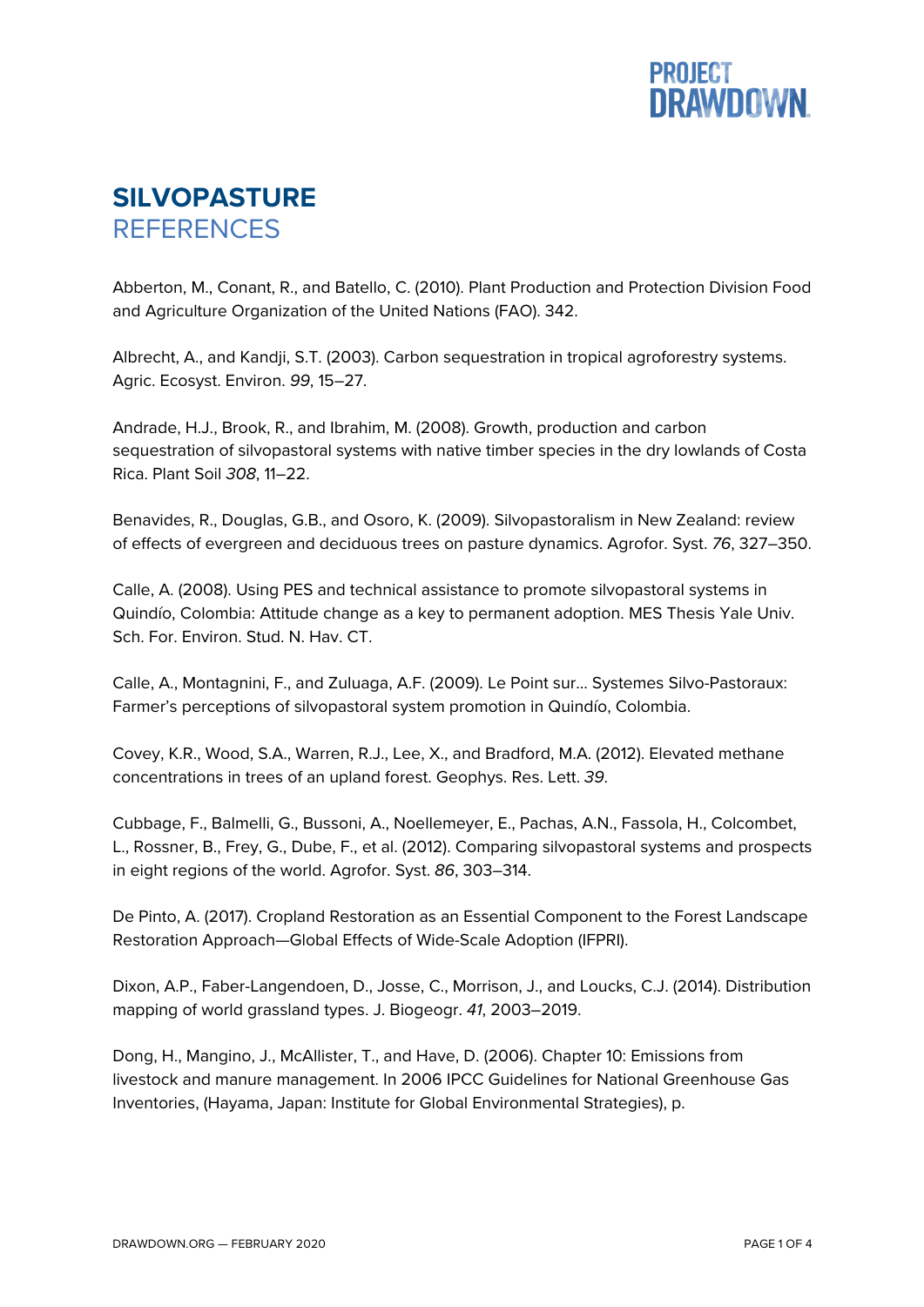# SILVOPASTURE

## REFERENCES

Abberton, M., Conant, R., and Batello, C. (2010). Plant Production and Protection Division Food and Agriculture Organization of the United Nations (FAO). 342.

Albrecht, A., and Kandji, S.T. (2003). Carbon sequestration in tropical agroforestry systems. Agric. Ecosyst. Environ. *99*, 15–27.

Andrade, H.J., Brook, R., and Ibrahim, M. (2008). Growth, production and carbon sequestration of silvopastoral systems with native timber species in the dry lowlands of Costa Rica. Plant Soil *308*, 11–22.

Benavides, R., Douglas, G.B., and Osoro, K. (2009). Silvopastoralism in New Zealand: review of effects of evergreen and deciduous trees on pasture dynamics. Agrofor. Syst. *76*, 327–350.

Calle, A. (2008). Using PES and technical assistance to promote silvopastoral systems in Quindío, Colombia: Attitude change as a key to permanent adoption. MES Thesis Yale Univ. Sch. For. Environ. Stud. N. Hav. CT.

Calle, A., Montagnini, F., and Zuluaga, A.F. (2009). Le Point sur... Systemes Silvo-Pastoraux: Farmer's perceptions of silvopastoral system promotion in Quindío, Colombia.

Covey, K.R., Wood, S.A., Warren, R.J., Lee, X., and Bradford, M.A. (2012). Elevated methane concentrations in trees of an upland forest. Geophys. Res. Lett. *39*.

Cubbage, F., Balmelli, G., Bussoni, A., Noellemeyer, E., Pachas, A.N., Fassola, H., Colcombet, L., Rossner, B., Frey, G., Dube, F., et al. (2012). Comparing silvopastoral systems and prospects in eight regions of the world. Agrofor. Syst. *86*, 303–314.

De Pinto, A. (2017). Cropland Restoration as an Essential Component to the Forest Landscape Restoration Approach—Global Effects of Wide-Scale Adoption (IFPRI).

Dixon, A.P., Faber-Langendoen, D., Josse, C., Morrison, J., and Loucks, C.J. (2014). Distribution mapping of world grassland types. J. Biogeogr. *41*, 2003–2019.

Dong, H., Mangino, J., McAllister, T., and Have, D. (2006). Chapter 10: Emissions from livestock and manure management. In 2006 IPCC Guidelines for National Greenhouse Gas Inventories, (Hayama, Japan: Institute for Global Environmental Strategies), p.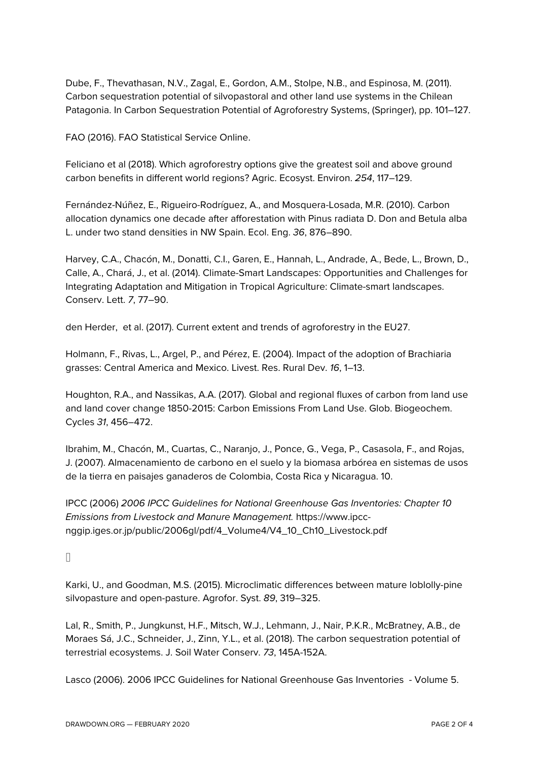Dube, F., Thevathasan, N.V., Zagal, E., Gordon, A.M., Stolpe, N.B., and Espinosa, M. (2011). Carbon sequestration potential of silvopastoral and other land use systems in the Chilean Patagonia. In Carbon Sequestration Potential of Agroforestry Systems, (Springer), pp. 101–127.

FAO (2016). FAO Statistical Service Online.

Feliciano et al (2018). Which agroforestry options give the greatest soil and above ground carbon benefits in different world regions? Agric. Ecosyst. Environ. *254*, 117–129.

Fernández-Núñez, E., Rigueiro-Rodríguez, A., and Mosquera-Losada, M.R. (2010). Carbon allocation dynamics one decade after afforestation with Pinus radiata D. Don and Betula alba L. under two stand densities in NW Spain. Ecol. Eng. *36*, 876–890.

Harvey, C.A., Chacón, M., Donatti, C.I., Garen, E., Hannah, L., Andrade, A., Bede, L., Brown, D., Calle, A., Chará, J., et al. (2014). Climate-Smart Landscapes: Opportunities and Challenges for Integrating Adaptation and Mitigation in Tropical Agriculture: Climate-smart landscapes. Conserv. Lett. *7*, 77–90.

den Herder, et al. (2017). Current extent and trends of agroforestry in the EU27.

Holmann, F., Rivas, L., Argel, P., and Pérez, E. (2004). Impact of the adoption of Brachiaria grasses: Central America and Mexico. Livest. Res. Rural Dev. *16*, 1–13.

Houghton, R.A., and Nassikas, A.A. (2017). Global and regional fluxes of carbon from land use and land cover change 1850-2015: Carbon Emissions From Land Use. Glob. Biogeochem. Cycles *31*, 456–472.

Ibrahim, M., Chacón, M., Cuartas, C., Naranjo, J., Ponce, G., Vega, P., Casasola, F., and Rojas, J. (2007). Almacenamiento de carbono en el suelo y la biomasa arbórea en sistemas de usos de la tierra en paisajes ganaderos de Colombia, Costa Rica y Nicaragua. 10.

IPCC (2006) *2006 IPCC Guidelines for National Greenhouse Gas Inventories: Chapter 10 Emissions from Livestock and Manure Management.* https://www.ipcc-nggip.iges.or.jp/public/2006gl/pdf/4_Volume4/V4_10_Ch10_Livestock.pdf

Karki, U., and Goodman, M.S. (2015). Microclimatic differences between mature loblolly-pine silvopasture and open-pasture. Agrofor. Syst. *89*, 319–325.

Lal, R., Smith, P., Jungkunst, H.F., Mitsch, W.J., Lehmann, J., Nair, P.K.R., McBratney, A.B., de Moraes Sá, J.C., Schneider, J., Zinn, Y.L., et al. (2018). The carbon sequestration potential of terrestrial ecosystems. J. Soil Water Conserv. *73*, 145A-152A.

Lasco (2006). 2006 IPCC Guidelines for National Greenhouse Gas Inventories - Volume 5.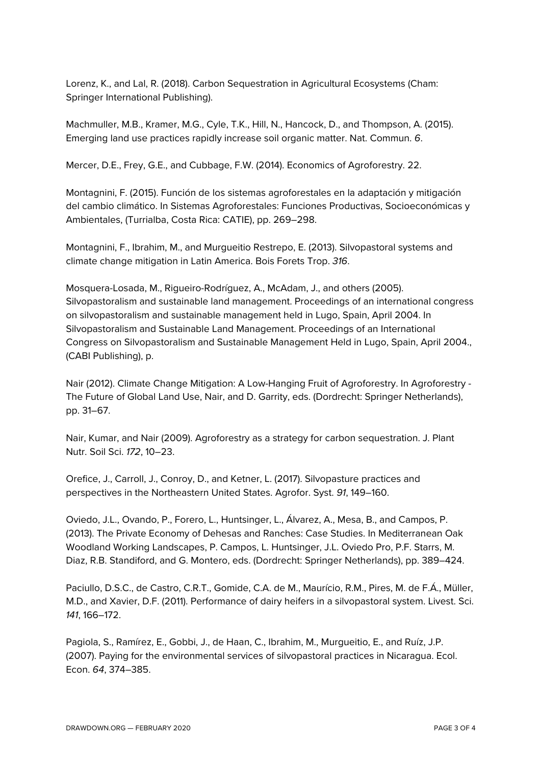Lorenz, K., and Lal, R. (2018). Carbon Sequestration in Agricultural Ecosystems (Cham: Springer International Publishing).

Machmuller, M.B., Kramer, M.G., Cyle, T.K., Hill, N., Hancock, D., and Thompson, A. (2015). Emerging land use practices rapidly increase soil organic matter. Nat. Commun. *6*.

Mercer, D.E., Frey, G.E., and Cubbage, F.W. (2014). Economics of Agroforestry. 22.

Montagnini, F. (2015). Función de los sistemas agroforestales en la adaptación y mitigación del cambio climático. In Sistemas Agroforestales: Funciones Productivas, Socioeconómicas y Ambientales, (Turrialba, Costa Rica: CATIE), pp. 269–298.

Montagnini, F., Ibrahim, M., and Murgueitio Restrepo, E. (2013). Silvopastoral systems and climate change mitigation in Latin America. Bois Forets Trop. *316*.

Mosquera-Losada, M., Rigueiro-Rodríguez, A., McAdam, J., and others (2005). Silvopastoralism and sustainable land management. Proceedings of an international congress on silvopastoralism and sustainable management held in Lugo, Spain, April 2004. In Silvopastoralism and Sustainable Land Management. Proceedings of an International Congress on Silvopastoralism and Sustainable Management Held in Lugo, Spain, April 2004., (CABI Publishing), p.

Nair (2012). Climate Change Mitigation: A Low-Hanging Fruit of Agroforestry. In Agroforestry - The Future of Global Land Use, Nair, and D. Garrity, eds. (Dordrecht: Springer Netherlands), pp. 31–67.

Nair, Kumar, and Nair (2009). Agroforestry as a strategy for carbon sequestration. J. Plant Nutr. Soil Sci. *172*, 10–23.

Orefice, J., Carroll, J., Conroy, D., and Ketner, L. (2017). Silvopasture practices and perspectives in the Northeastern United States. Agrofor. Syst. *91*, 149–160.

Oviedo, J.L., Ovando, P., Forero, L., Huntsinger, L., Álvarez, A., Mesa, B., and Campos, P. (2013). The Private Economy of Dehesas and Ranches: Case Studies. In Mediterranean Oak Woodland Working Landscapes, P. Campos, L. Huntsinger, J.L. Oviedo Pro, P.F. Starrs, M. Diaz, R.B. Standiford, and G. Montero, eds. (Dordrecht: Springer Netherlands), pp. 389–424.

Paciullo, D.S.C., de Castro, C.R.T., Gomide, C.A. de M., Maurício, R.M., Pires, M. de F.Á., Müller, M.D., and Xavier, D.F. (2011). Performance of dairy heifers in a silvopastoral system. Livest. Sci. *141*, 166–172.

Pagiola, S., Ramírez, E., Gobbi, J., de Haan, C., Ibrahim, M., Murgueitio, E., and Ruíz, J.P. (2007). Paying for the environmental services of silvopastoral practices in Nicaragua. Ecol. Econ. *64*, 374–385.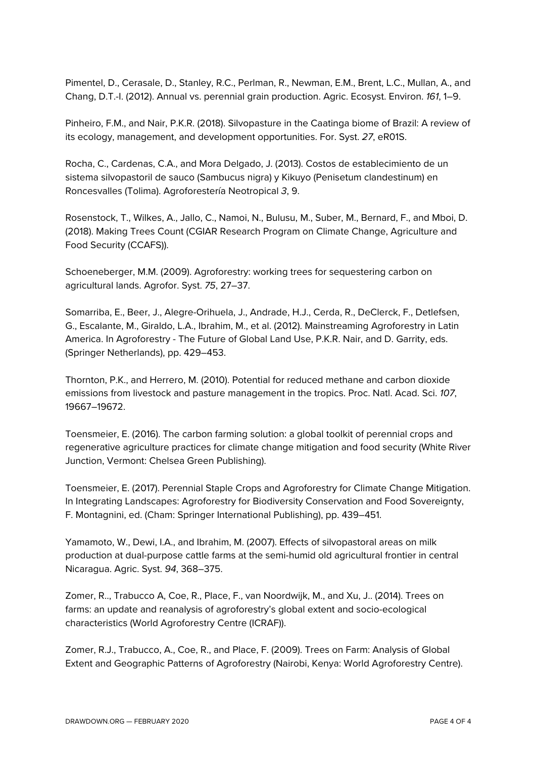Pimentel, D., Cerasale, D., Stanley, R.C., Perlman, R., Newman, E.M., Brent, L.C., Mullan, A., and Chang, D.T.-I. (2012). Annual vs. perennial grain production. Agric. Ecosyst. Environ. *161*, 1–9.

Pinheiro, F.M., and Nair, P.K.R. (2018). Silvopasture in the Caatinga biome of Brazil: A review of its ecology, management, and development opportunities. For. Syst. *27*, eR01S.

Rocha, C., Cardenas, C.A., and Mora Delgado, J. (2013). Costos de establecimiento de un sistema silvopastoril de sauco (Sambucus nigra) y Kikuyo (Penisetum clandestinum) en Roncesvalles (Tolima). Agroforestería Neotropical *3*, 9.

Rosenstock, T., Wilkes, A., Jallo, C., Namoi, N., Bulusu, M., Suber, M., Bernard, F., and Mboi, D. (2018). Making Trees Count (CGIAR Research Program on Climate Change, Agriculture and Food Security (CCAFS)).

Schoeneberger, M.M. (2009). Agroforestry: working trees for sequestering carbon on agricultural lands. Agrofor. Syst. *75*, 27–37.

Somarriba, E., Beer, J., Alegre-Orihuela, J., Andrade, H.J., Cerda, R., DeClerck, F., Detlefsen, G., Escalante, M., Giraldo, L.A., Ibrahim, M., et al. (2012). Mainstreaming Agroforestry in Latin America. In Agroforestry - The Future of Global Land Use, P.K.R. Nair, and D. Garrity, eds. (Springer Netherlands), pp. 429–453.

Thornton, P.K., and Herrero, M. (2010). Potential for reduced methane and carbon dioxide emissions from livestock and pasture management in the tropics. Proc. Natl. Acad. Sci. *107*, 19667–19672.

Toensmeier, E. (2016). The carbon farming solution: a global toolkit of perennial crops and regenerative agriculture practices for climate change mitigation and food security (White River Junction, Vermont: Chelsea Green Publishing).

Toensmeier, E. (2017). Perennial Staple Crops and Agroforestry for Climate Change Mitigation. In Integrating Landscapes: Agroforestry for Biodiversity Conservation and Food Sovereignty, F. Montagnini, ed. (Cham: Springer International Publishing), pp. 439–451.

Yamamoto, W., Dewi, I.A., and Ibrahim, M. (2007). Effects of silvopastoral areas on milk production at dual-purpose cattle farms at the semi-humid old agricultural frontier in central Nicaragua. Agric. Syst. *94*, 368–375.

Zomer, R.., Trabucco A, Coe, R., Place, F., van Noordwijk, M., and Xu, J.. (2014). Trees on farms: an update and reanalysis of agroforestry's global extent and socio-ecological characteristics (World Agroforestry Centre (ICRAF)).

Zomer, R.J., Trabucco, A., Coe, R., and Place, F. (2009). Trees on Farm: Analysis of Global Extent and Geographic Patterns of Agroforestry (Nairobi, Kenya: World Agroforestry Centre).